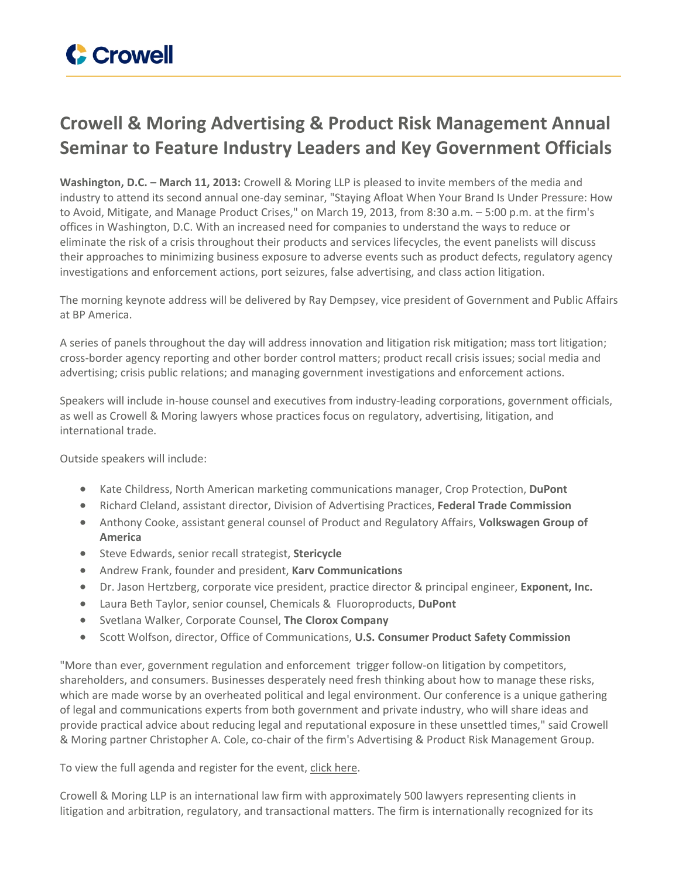# Crowell & Moring Advertising & Product Risk Management Annual Seminar to Feature Industry Leaders and Key Government Officials

**Washington, D.C. – March 11, 2013:** Crowell & Moring LLP is pleased to invite members of the media and industry to attend its second annual one-day seminar, "Staying Afloat When Your Brand Is Under Pressure: How to Avoid, Mitigate, and Manage Product Crises," on March 19, 2013, from 8:30 a.m. – 5:00 p.m. at the firm's offices in Washington, D.C. With an increased need for companies to understand the ways to reduce or eliminate the risk of a crisis throughout their products and services lifecycles, the event panelists will discuss their approaches to minimizing business exposure to adverse events such as product defects, regulatory agency investigations and enforcement actions, port seizures, false advertising, and class action litigation.

The morning keynote address will be delivered by Ray Dempsey, vice president of Government and Public Affairs at BP America.

A series of panels throughout the day will address innovation and litigation risk mitigation; mass tort litigation; cross-border agency reporting and other border control matters; product recall crisis issues; social media and advertising; crisis public relations; and managing government investigations and enforcement actions.

Speakers will include in-house counsel and executives from industry-leading corporations, government officials, as well as Crowell & Moring lawyers whose practices focus on regulatory, advertising, litigation, and international trade.

Outside speakers will include:

- Kate Childress, North American marketing communications manager, Crop Protection, **DuPont**
- Richard Cleland, assistant director, Division of Advertising Practices, **Federal Trade Commission**
- Anthony Cooke, assistant general counsel of Product and Regulatory Affairs, **Volkswagen Group of America**
- Steve Edwards, senior recall strategist, **Stericycle**
- Andrew Frank, founder and president, **Karv Communications**
- Dr. Jason Hertzberg, corporate vice president, practice director & principal engineer, **Exponent, Inc.**
- Laura Beth Taylor, senior counsel, Chemicals & Fluoroproducts, **DuPont**
- Svetlana Walker, Corporate Counsel, **The Clorox Company**
- Scott Wolfson, director, Office of Communications, **U.S. Consumer Product Safety Commission**

"More than ever, government regulation and enforcement trigger follow-on litigation by competitors, shareholders, and consumers. Businesses desperately need fresh thinking about how to manage these risks, which are made worse by an overheated political and legal environment. Our conference is a unique gathering of legal and communications experts from both government and private industry, who will share ideas and provide practical advice about reducing legal and reputational exposure in these unsettled times," said Crowell & Moring partner Christopher A. Cole, co-chair of the firm's Advertising & Product Risk Management Group.

To view the full agenda and register for the event, click here.

Crowell & Moring LLP is an international law firm with approximately 500 lawyers representing clients in litigation and arbitration, regulatory, and transactional matters. The firm is internationally recognized for its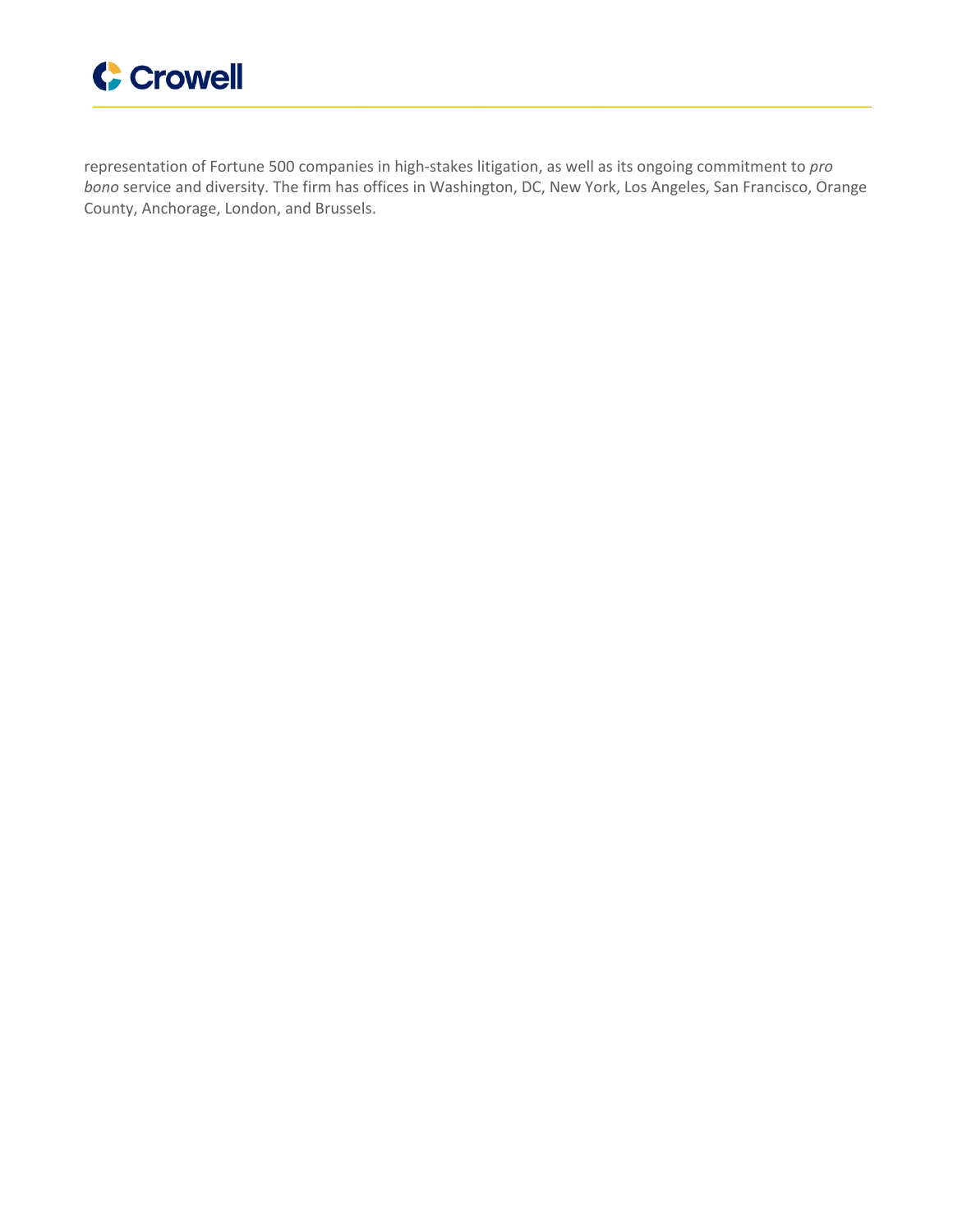representation of Fortune 500 companies in high-stakes litigation, as well as its ongoing commitment to *pro bono* service and diversity. The firm has offices in Washington, DC, New York, Los Angeles, San Francisco, Orange County, Anchorage, London, and Brussels.